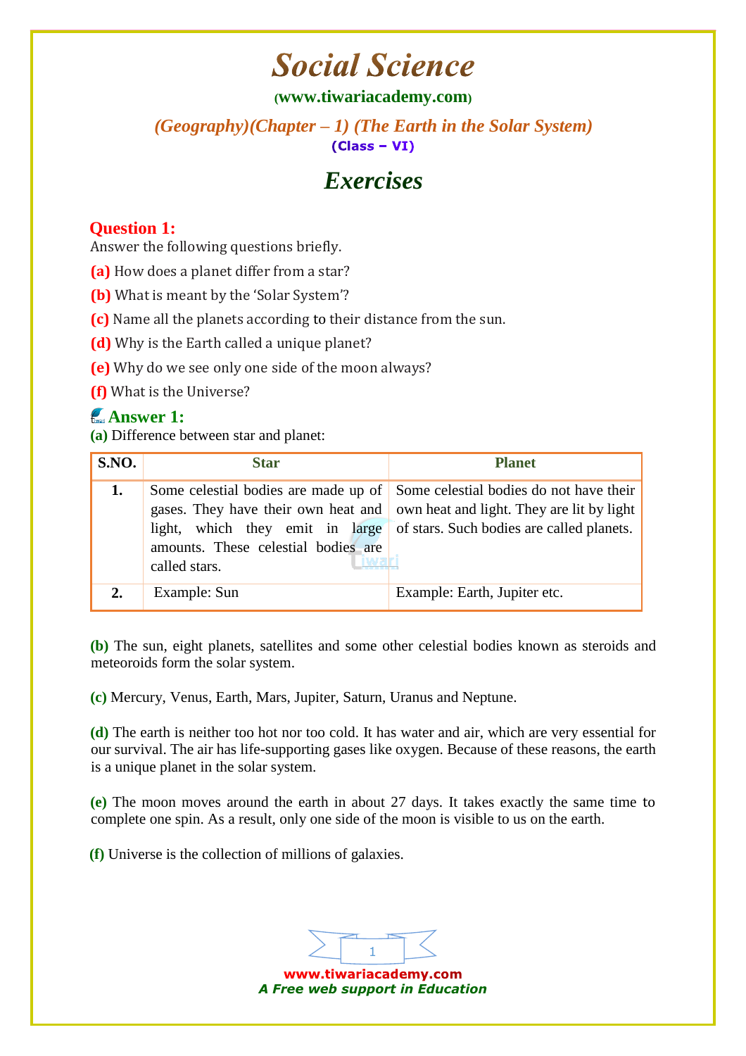# Social Science

(www.tiwariacademy.com)

## (Geography)(Chapter – 1) (The Earth in the Solar System)

(Class – VI)

## Exercises

### Question 1:

Answer the following questions briefly.

**(a)** How does a planet differ from a star?

**(b)** What is meant by the 'Solar System'?

**(c)** Name all the planets according to their distance from the sun.

**(d)** Why is the Earth called a unique planet?

**(e)** Why do we see only one side of the moon always?

**(f)** What is the Universe?

### Answer 1:

**(a)** Difference between star and planet:

| S.NO. | Star | Planet |
|---|---|---|
| 1. | Some celestial bodies are made up of gases. They have their own heat and light, which they emit in large amounts. These celestial bodies are called stars. | Some celestial bodies do not have their own heat and light. They are lit by light of stars. Such bodies are called planets. |
| 2. | Example: Sun | Example: Earth, Jupiter etc. |

**(b)** The sun, eight planets, satellites and some other celestial bodies known as steroids and meteoroids form the solar system.

**(c)** Mercury, Venus, Earth, Mars, Jupiter, Saturn, Uranus and Neptune.

**(d)** The earth is neither too hot nor too cold. It has water and air, which are very essential for our survival. The air has life-supporting gases like oxygen. Because of these reasons, the earth is a unique planet in the solar system.

**(e)** The moon moves around the earth in about 27 days. It takes exactly the same time to complete one spin. As a result, only one side of the moon is visible to us on the earth.

**(f)** Universe is the collection of millions of galaxies.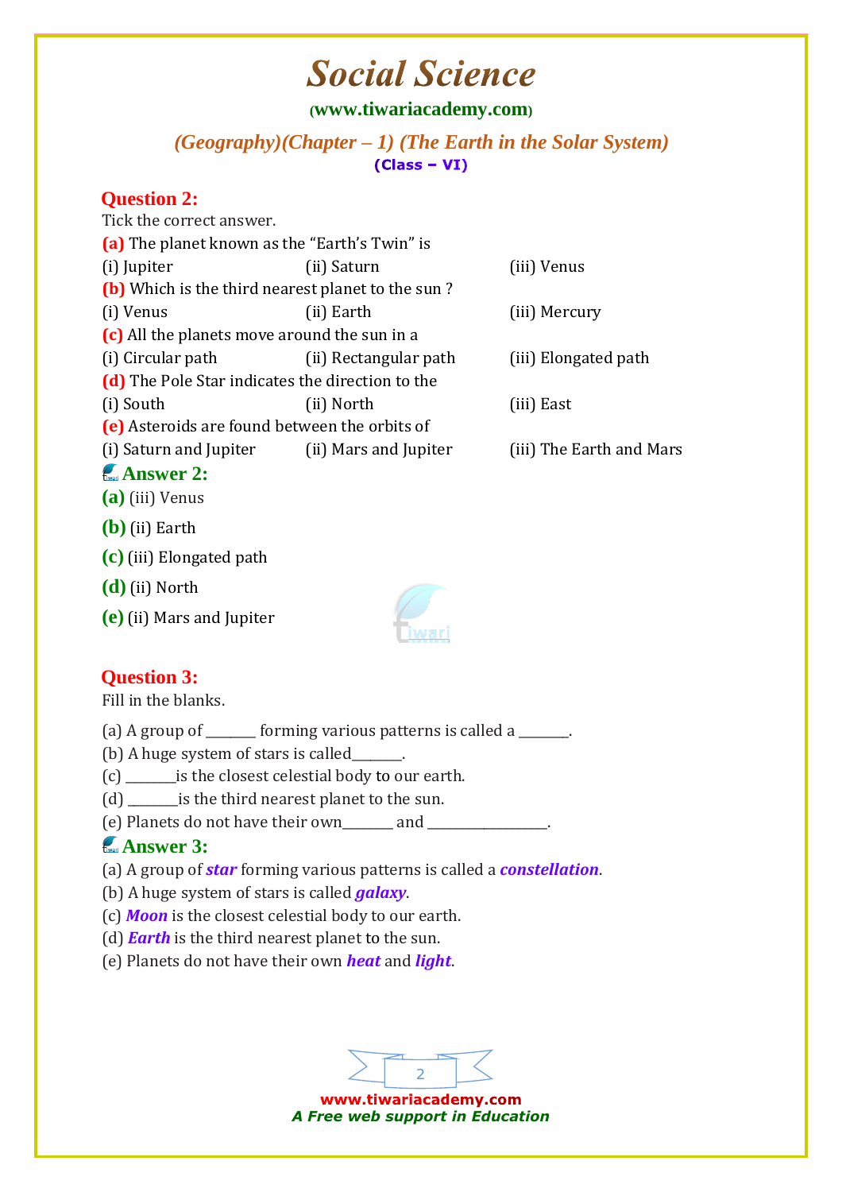# Social Science

(www.tiwariacademy.com)

*(Geography)(Chapter – 1) (The Earth in the Solar System)*

**(Class – VI)**

## Question 2:

Tick the correct answer.

**(a)** The planet known as the "Earth's Twin" is

(i) Jupiter (ii) Saturn (iii) Venus

**(b)** Which is the third nearest planet to the sun ?

(i) Venus (ii) Earth (iii) Mercury

**(c)** All the planets move around the sun in a

(i) Circular path (ii) Rectangular path (iii) Elongated path

**(d)** The Pole Star indicates the direction to the

(i) South (ii) North (iii) East

**(e)** Asteroids are found between the orbits of

(i) Saturn and Jupiter (ii) Mars and Jupiter (iii) The Earth and Mars

## Answer 2:

**(a)** (iii) Venus

**(b)** (ii) Earth

**(c)** (iii) Elongated path

**(d)** (ii) North

**(e)** (ii) Mars and Jupiter

## Question 3:

Fill in the blanks.

(a) A group of _______ forming various patterns is called a _______.

(b) A huge system of stars is called_______.

(c) _______is the closest celestial body to our earth.

(d) _______is the third nearest planet to the sun.

(e) Planets do not have their own_______ and _________________.

## Answer 3:

(a) A group of ***star*** forming various patterns is called a ***constellation***.

(b) A huge system of stars is called ***galaxy***.

(c) ***Moon*** is the closest celestial body to our earth.

(d) ***Earth*** is the third nearest planet to the sun.

(e) Planets do not have their own ***heat*** and ***light***.